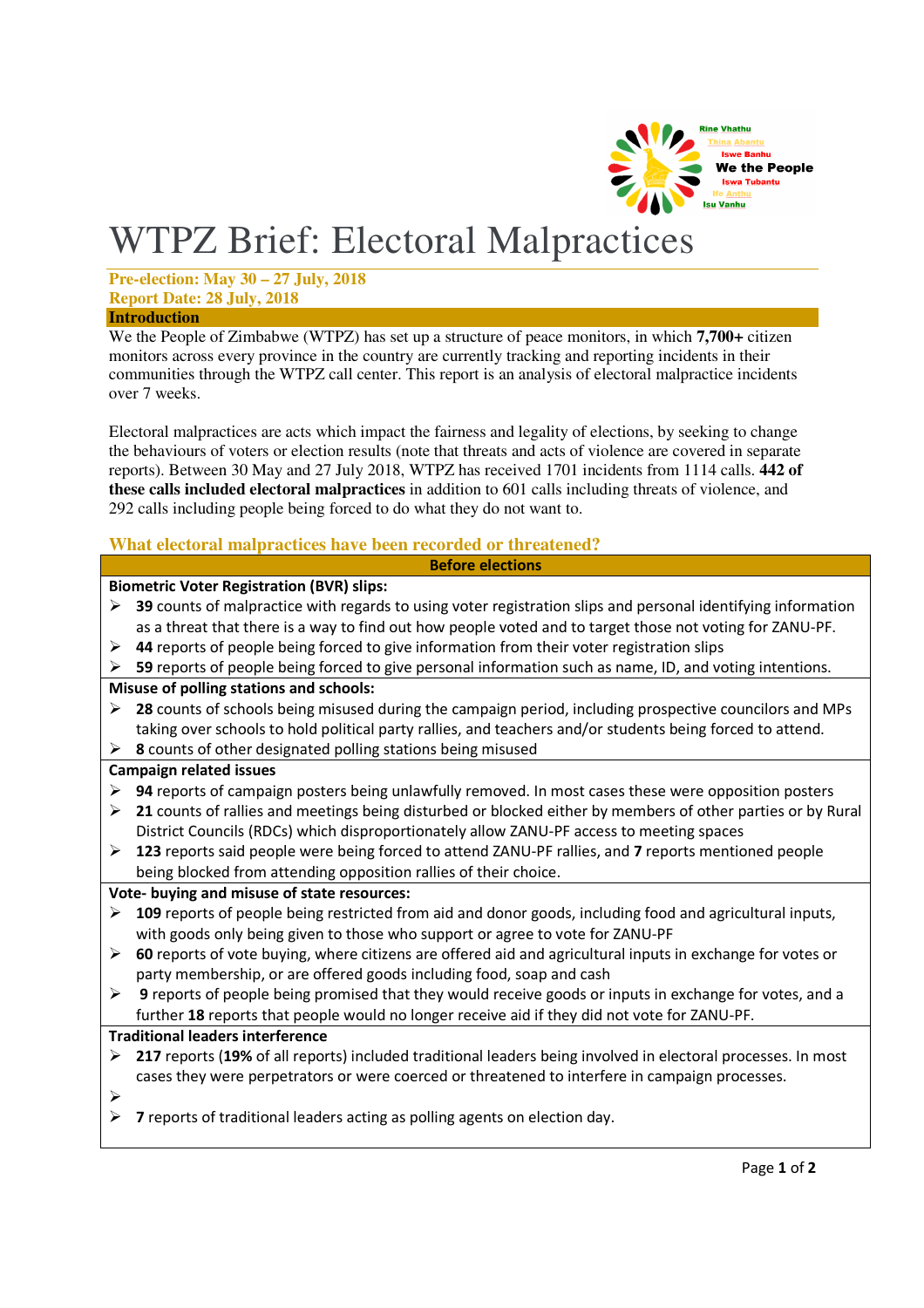Rine Vhathu
Thina Abantu
Iswe Banhu
We the People
Iswa Tubantu
Ife Anthu
Isu Vanhu

# WTPZ Brief: Electoral Malpractices

**Pre-election: May 30 – 27 July, 2018**
**Report Date: 28 July, 2018**

## Introduction

We the People of Zimbabwe (WTPZ) has set up a structure of peace monitors, in which **7,700+** citizen monitors across every province in the country are currently tracking and reporting incidents in their communities through the WTPZ call center. This report is an analysis of electoral malpractice incidents over 7 weeks.

Electoral malpractices are acts which impact the fairness and legality of elections, by seeking to change the behaviours of voters or election results (note that threats and acts of violence are covered in separate reports). Between 30 May and 27 July 2018, WTPZ has received 1701 incidents from 1114 calls. **442 of these calls included electoral malpractices** in addition to 601 calls including threats of violence, and 292 calls including people being forced to do what they do not want to.

## What electoral malpractices have been recorded or threatened?

**Before elections**

**Biometric Voter Registration (BVR) slips:**

- **39** counts of malpractice with regards to using voter registration slips and personal identifying information as a threat that there is a way to find out how people voted and to target those not voting for ZANU-PF.
- **44** reports of people being forced to give information from their voter registration slips
- **59** reports of people being forced to give personal information such as name, ID, and voting intentions.

**Misuse of polling stations and schools:**

- **28** counts of schools being misused during the campaign period, including prospective councilors and MPs taking over schools to hold political party rallies, and teachers and/or students being forced to attend.
- **8** counts of other designated polling stations being misused

**Campaign related issues**

- **94** reports of campaign posters being unlawfully removed. In most cases these were opposition posters
- **21** counts of rallies and meetings being disturbed or blocked either by members of other parties or by Rural District Councils (RDCs) which disproportionately allow ZANU-PF access to meeting spaces
- **123** reports said people were being forced to attend ZANU-PF rallies, and **7** reports mentioned people being blocked from attending opposition rallies of their choice.

**Vote- buying and misuse of state resources:**

- **109** reports of people being restricted from aid and donor goods, including food and agricultural inputs, with goods only being given to those who support or agree to vote for ZANU-PF
- **60** reports of vote buying, where citizens are offered aid and agricultural inputs in exchange for votes or party membership, or are offered goods including food, soap and cash
- **9** reports of people being promised that they would receive goods or inputs in exchange for votes, and a further **18** reports that people would no longer receive aid if they did not vote for ZANU-PF.

**Traditional leaders interference**

- **217** reports (**19%** of all reports) included traditional leaders being involved in electoral processes. In most cases they were perpetrators or were coerced or threatened to interfere in campaign processes.
- 
- **7** reports of traditional leaders acting as polling agents on election day.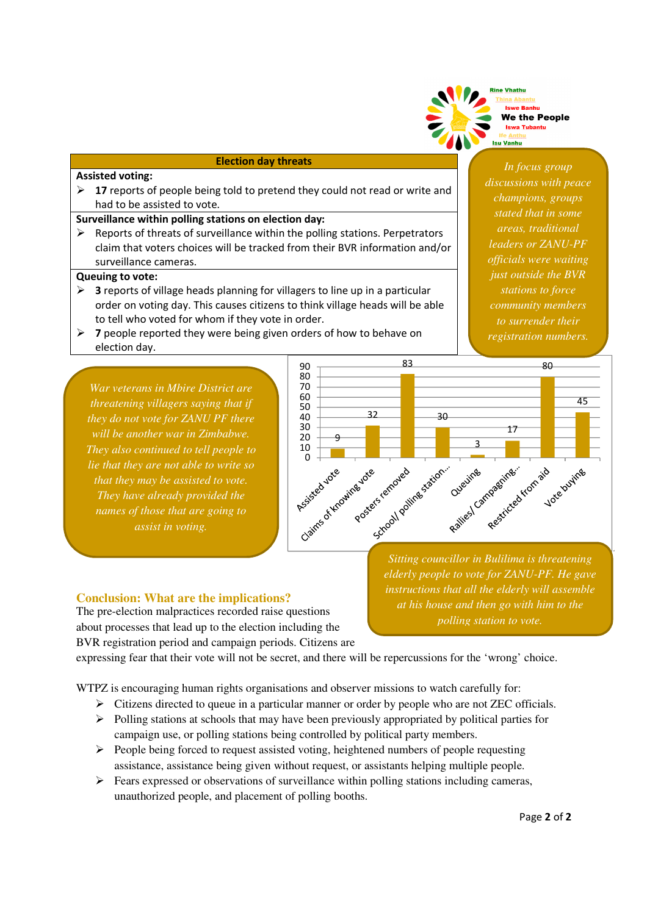Rine Vhathu
Thina Abantu
Iswe Banhu
**We the People**
Iswa Tubantu
Ife Anthu
Isu Vanhu

| Election day threats |
|---|
| **Assisted voting:** |
| ➢ **17** reports of people being told to pretend they could not read or write and had to be assisted to vote. |
| **Surveillance within polling stations on election day:** |
| ➢ Reports of threats of surveillance within the polling stations. Perpetrators claim that voters choices will be tracked from their BVR information and/or surveillance cameras. |
| **Queuing to vote:** |
| ➢ **3** reports of village heads planning for villagers to line up in a particular order on voting day. This causes citizens to think village heads will be able to tell who voted for whom if they vote in order. |
| ➢ **7** people reported they were being given orders of how to behave on election day. |

*In focus group discussions with peace champions, groups stated that in some areas, traditional leaders or ZANU-PF officials were waiting just outside the BVR stations to force community members to surrender their registration numbers.*

*War veterans in Mbire District are threatening villagers saying that if they do not vote for ZANU PF there will be another war in Zimbabwe. They also continued to tell people to lie that they are not able to write so that they may be assisted to vote. They have already provided the names of those that are going to assist in voting.*

90
80
70
60
50
40
30
20
10
0

9
32
83
30
3
17
80
45

Assisted vote
Claims of knowing vote
Posters removed
School/ polling station...
Queuing
Rallies/ Campagning...
Restricted from aid
Vote buying

*Sitting councillor in Bulilima is threatening elderly people to vote for ZANU-PF. He gave instructions that all the elderly will assemble at his house and then go with him to the polling station to vote.*

## Conclusion: What are the implications?

The pre-election malpractices recorded raise questions about processes that lead up to the election including the BVR registration period and campaign periods. Citizens are expressing fear that their vote will not be secret, and there will be repercussions for the 'wrong' choice.

WTPZ is encouraging human rights organisations and observer missions to watch carefully for:

- ➢ Citizens directed to queue in a particular manner or order by people who are not ZEC officials.
- ➢ Polling stations at schools that may have been previously appropriated by political parties for campaign use, or polling stations being controlled by political party members.
- ➢ People being forced to request assisted voting, heightened numbers of people requesting assistance, assistance being given without request, or assistants helping multiple people.
- ➢ Fears expressed or observations of surveillance within polling stations including cameras, unauthorized people, and placement of polling booths.